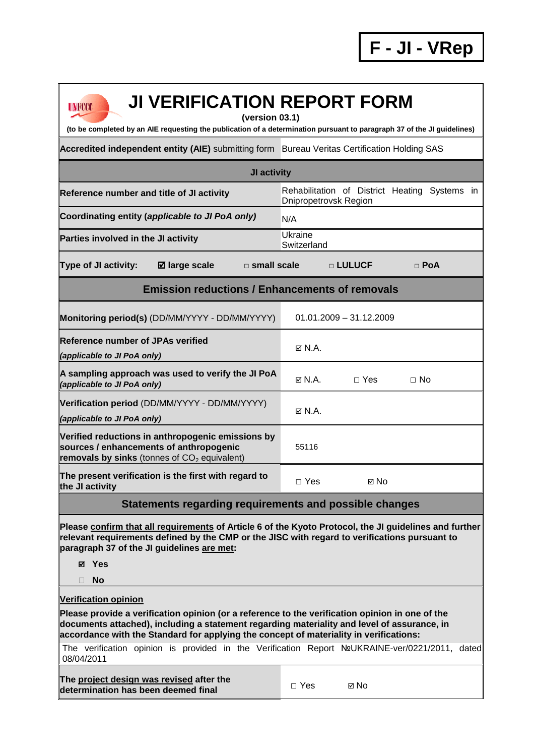**F - JI - VRep**

# JI VERIFICATION REPORT FORM

**(version 03.1)**

**(to be completed by an AIE requesting the publication of a determination pursuant to paragraph 37 of the JI guidelines)**

| **Accredited independent entity (AIE)** submitting form | Bureau Veritas Certification Holding SAS |
|---|---|

| **JI activity** | |
|---|---|
| **Reference number and title of JI activity** | Rehabilitation of District Heating Systems in Dnipropetrovsk Region |
| **Coordinating entity (*applicable to JI PoA only*)** | N/A |
| **Parties involved in the JI activity** | Ukraine<br>Switzerland |

**Type of JI activity:** ☑ **large scale** □ **small scale** □ **LULUCF** □ **PoA**

| **Emission reductions / Enhancements of removals** | |
|---|---|
| **Monitoring period(s)** (DD/MM/YYYY - DD/MM/YYYY) | 01.01.2009 – 31.12.2009 |
| **Reference number of JPAs verified** *(applicable to JI PoA only)* | ☑ N.A. |
| **A sampling approach was used to verify the JI PoA** *(applicable to JI PoA only)* | ☑ N.A. □ Yes □ No |
| **Verification period** (DD/MM/YYYY - DD/MM/YYYY) *(applicable to JI PoA only)* | ☑ N.A. |
| **Verified reductions in anthropogenic emissions by sources / enhancements of anthropogenic removals by sinks** (tonnes of $CO_2$ equivalent) | 55116 |
| **The present verification is the first with regard to the JI activity** | □ Yes ☑ No |

## Statements regarding requirements and possible changes

**Please confirm that all requirements of Article 6 of the Kyoto Protocol, the JI guidelines and further relevant requirements defined by the CMP or the JISC with regard to verifications pursuant to paragraph 37 of the JI guidelines are met:**

☑ **Yes**

□ **No**

**Verification opinion**

**Please provide a verification opinion (or a reference to the verification opinion in one of the documents attached), including a statement regarding materiality and level of assurance, in accordance with the Standard for applying the concept of materiality in verifications:**

The verification opinion is provided in the Verification Report №UKRAINE-ver/0221/2011, dated 08/04/2011

| **The project design was revised after the determination has been deemed final** | □ Yes ☑ No |
|---|---|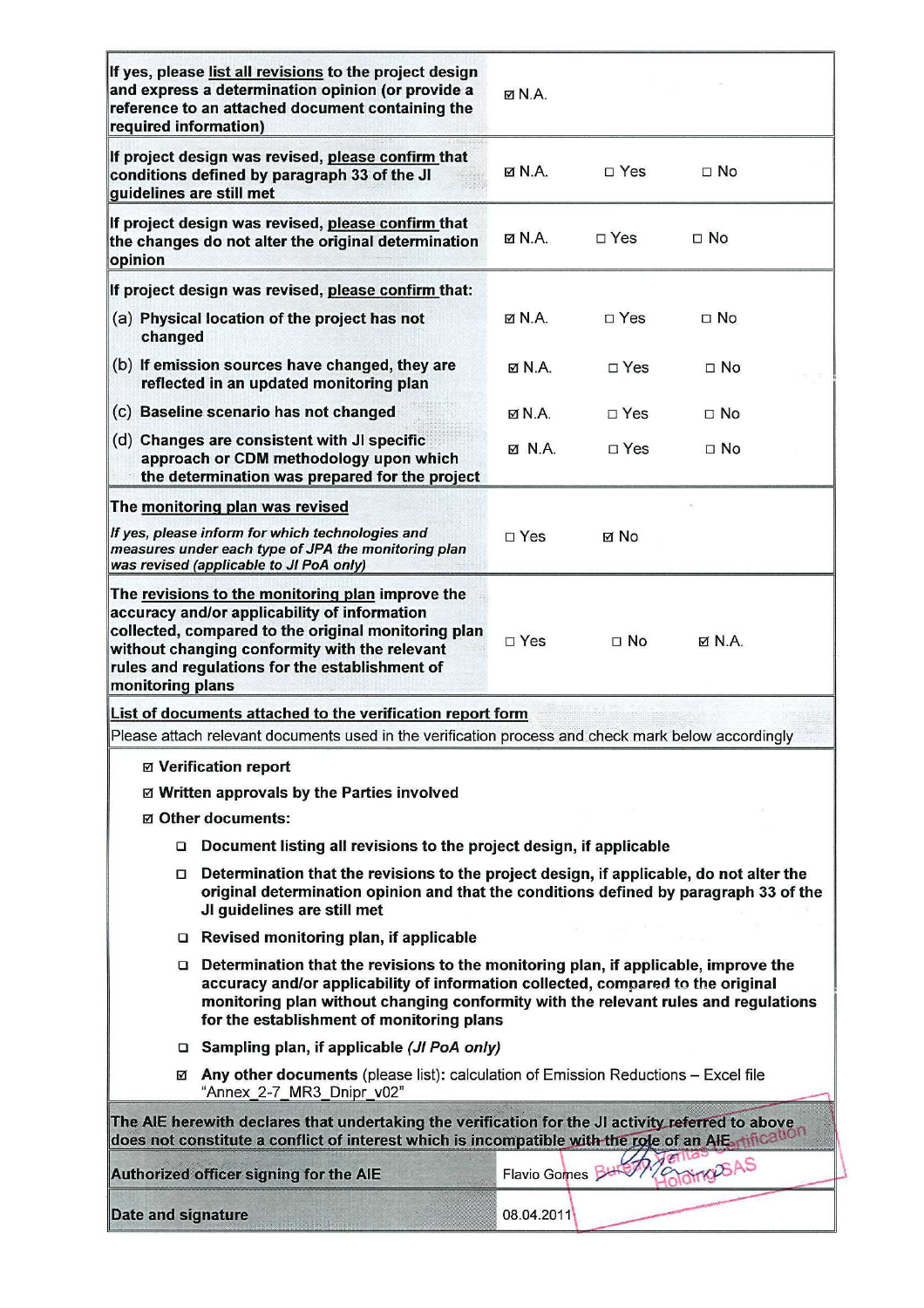| | | | |
|---|---|---|---|
| If yes, please list all revisions to the project design and express a determination opinion (or provide a reference to an attached document containing the required information) | ☑ N.A. | | |
| If project design was revised, please confirm that conditions defined by paragraph 33 of the JI guidelines are still met | ☑ N.A. | ☐ Yes | ☐ No |
| If project design was revised, please confirm that the changes do not alter the original determination opinion | ☑ N.A. | ☐ Yes | ☐ No |
| If project design was revised, please confirm that: | | | |
| (a) Physical location of the project has not changed | ☑ N.A. | ☐ Yes | ☐ No |
| (b) If emission sources have changed, they are reflected in an updated monitoring plan | ☑ N.A. | ☐ Yes | ☐ No |
| (c) Baseline scenario has not changed | ☑ N.A. | ☐ Yes | ☐ No |
| (d) Changes are consistent with JI specific approach or CDM methodology upon which the determination was prepared for the project | ☑ N.A. | ☐ Yes | ☐ No |
| The monitoring plan was revised<br>*If yes, please inform for which technologies and measures under each type of JPA the monitoring plan was revised (applicable to JI PoA only)* | ☐ Yes | ☑ No | |
| The revisions to the monitoring plan improve the accuracy and/or applicability of information collected, compared to the original monitoring plan without changing conformity with the relevant rules and regulations for the establishment of monitoring plans | ☐ Yes | ☐ No | ☑ N.A. |

**List of documents attached to the verification report form**

Please attach relevant documents used in the verification process and check mark below accordingly

- ☑ **Verification report**
- ☑ **Written approvals by the Parties involved**
- ☑ **Other documents:**
  - ☐ **Document listing all revisions to the project design, if applicable**
  - ☐ **Determination that the revisions to the project design, if applicable, do not alter the original determination opinion and that the conditions defined by paragraph 33 of the JI guidelines are still met**
  - ☐ **Revised monitoring plan, if applicable**
  - ☐ **Determination that the revisions to the monitoring plan, if applicable, improve the accuracy and/or applicability of information collected, compared to the original monitoring plan without changing conformity with the relevant rules and regulations for the establishment of monitoring plans**
  - ☐ **Sampling plan, if applicable** ***(JI PoA only)***
  - ☑ **Any other documents** (please list): calculation of Emission Reductions – Excel file "Annex_2-7_MR3_Dnipr_v02"

**The AIE herewith declares that undertaking the verification for the JI activity referred to above does not constitute a conflict of interest which is incompatible with the role of an AIE.**

| | |
|---|---|
| **Authorized officer signing for the AIE** | Flavio Gomes |
| **Date and signature** | 08.04.2011 |

Bureau Veritas Certification Holding SAS